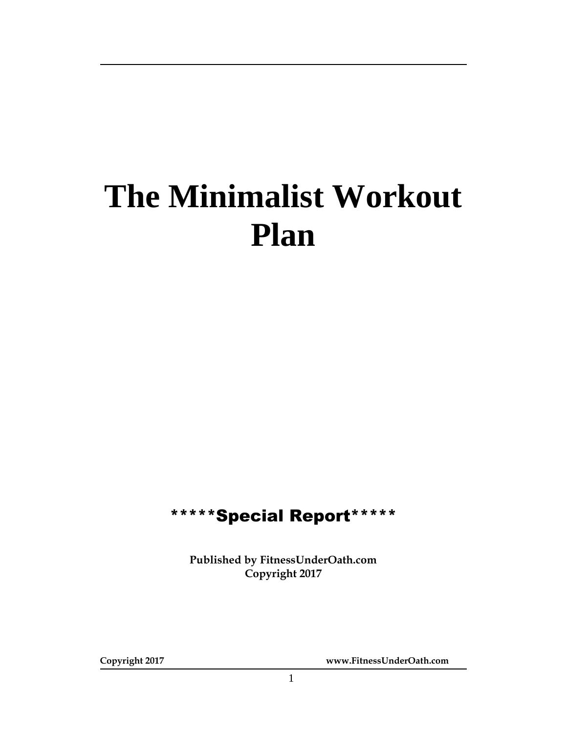# The Minimalist Workout Plan

*****Special Report*****

**Published by FitnessUnderOath.com**
**Copyright 2017**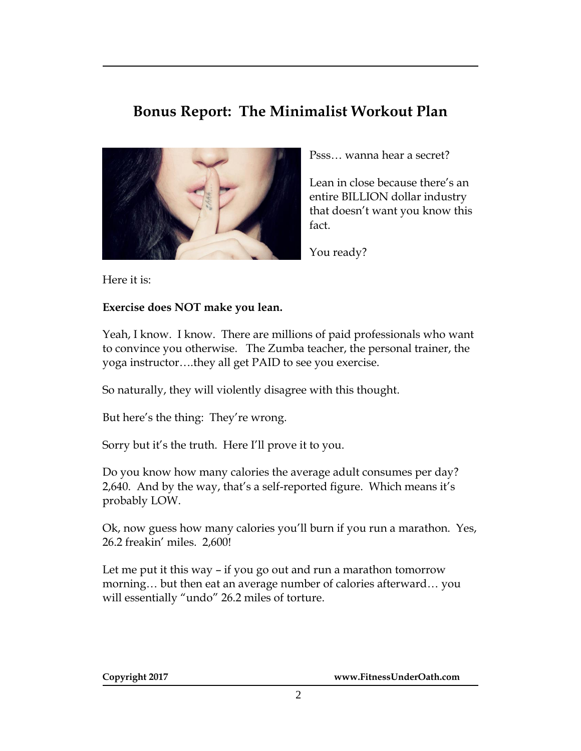## Bonus Report: The Minimalist Workout Plan

Psss… wanna hear a secret?

Lean in close because there's an entire BILLION dollar industry that doesn't want you know this fact.

You ready?

Here it is:

**Exercise does NOT make you lean.**

Yeah, I know. I know. There are millions of paid professionals who want to convince you otherwise. The Zumba teacher, the personal trainer, the yoga instructor….they all get PAID to see you exercise.

So naturally, they will violently disagree with this thought.

But here's the thing: They're wrong.

Sorry but it's the truth. Here I'll prove it to you.

Do you know how many calories the average adult consumes per day? 2,640. And by the way, that's a self-reported figure. Which means it's probably LOW.

Ok, now guess how many calories you'll burn if you run a marathon. Yes, 26.2 freakin' miles. 2,600!

Let me put it this way – if you go out and run a marathon tomorrow morning… but then eat an average number of calories afterward… you will essentially "undo" 26.2 miles of torture.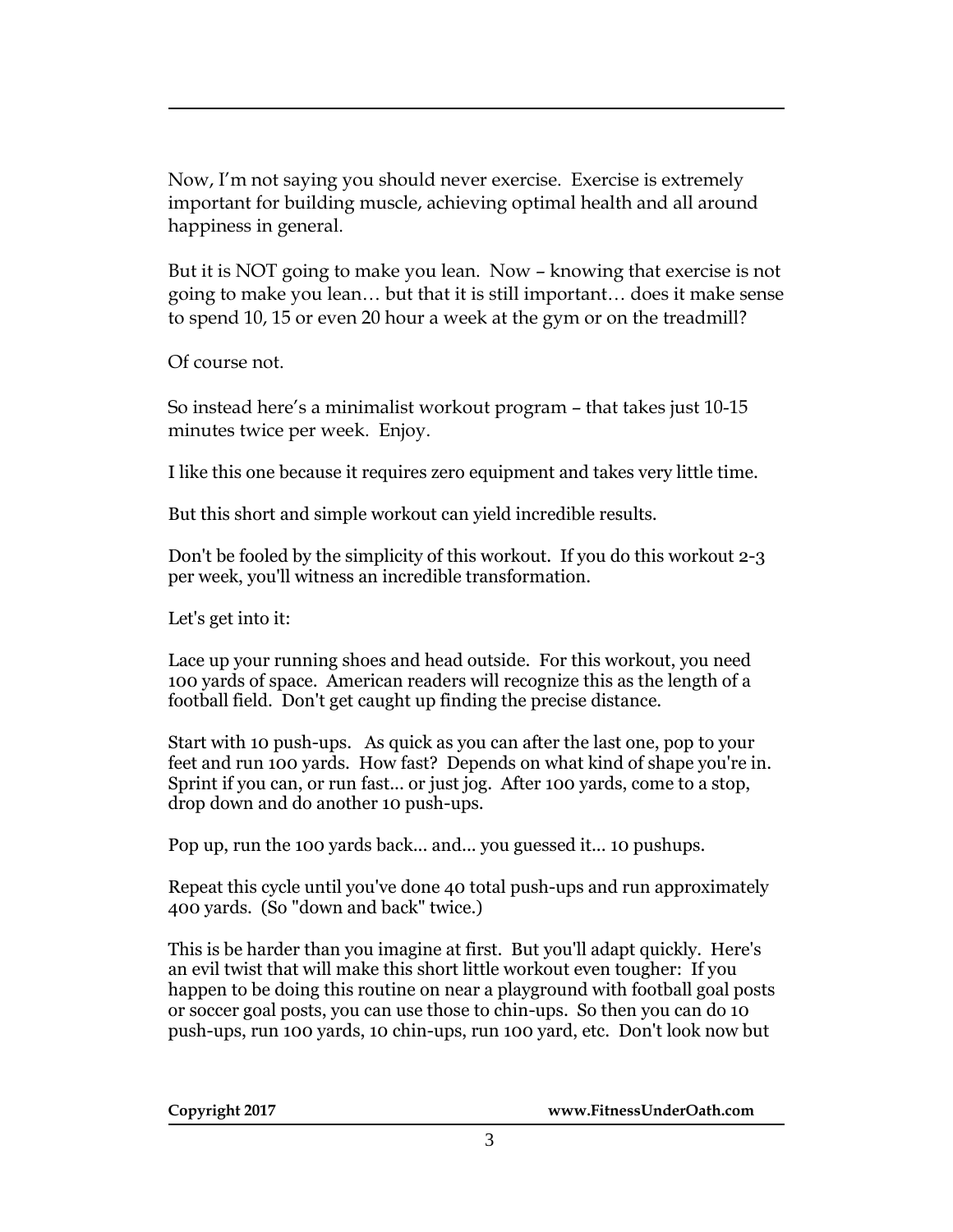Now, I'm not saying you should never exercise. Exercise is extremely important for building muscle, achieving optimal health and all around happiness in general.

But it is NOT going to make you lean. Now – knowing that exercise is not going to make you lean… but that it is still important… does it make sense to spend 10, 15 or even 20 hour a week at the gym or on the treadmill?

Of course not.

So instead here's a minimalist workout program – that takes just 10-15 minutes twice per week. Enjoy.

I like this one because it requires zero equipment and takes very little time.

But this short and simple workout can yield incredible results.

Don't be fooled by the simplicity of this workout. If you do this workout 2-3 per week, you'll witness an incredible transformation.

Let's get into it:

Lace up your running shoes and head outside. For this workout, you need 100 yards of space. American readers will recognize this as the length of a football field. Don't get caught up finding the precise distance.

Start with 10 push-ups. As quick as you can after the last one, pop to your feet and run 100 yards. How fast? Depends on what kind of shape you're in. Sprint if you can, or run fast... or just jog. After 100 yards, come to a stop, drop down and do another 10 push-ups.

Pop up, run the 100 yards back... and... you guessed it... 10 pushups.

Repeat this cycle until you've done 40 total push-ups and run approximately 400 yards. (So "down and back" twice.)

This is be harder than you imagine at first. But you'll adapt quickly. Here's an evil twist that will make this short little workout even tougher: If you happen to be doing this routine on near a playground with football goal posts or soccer goal posts, you can use those to chin-ups. So then you can do 10 push-ups, run 100 yards, 10 chin-ups, run 100 yard, etc. Don't look now but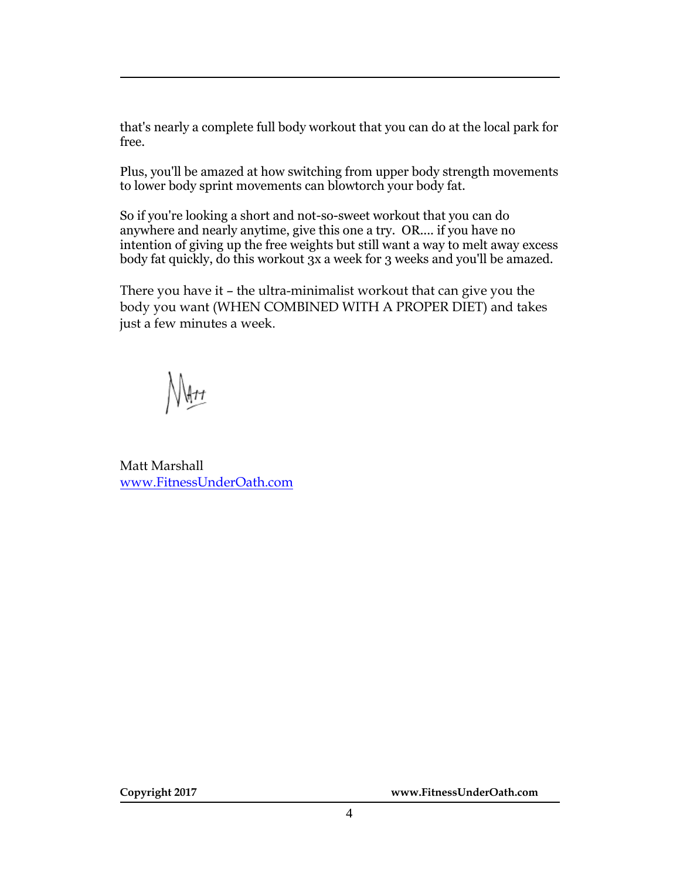that's nearly a complete full body workout that you can do at the local park for free.

Plus, you'll be amazed at how switching from upper body strength movements to lower body sprint movements can blowtorch your body fat.

So if you're looking a short and not-so-sweet workout that you can do anywhere and nearly anytime, give this one a try. OR.... if you have no intention of giving up the free weights but still want a way to melt away excess body fat quickly, do this workout 3x a week for 3 weeks and you'll be amazed.

There you have it – the ultra-minimalist workout that can give you the body you want (WHEN COMBINED WITH A PROPER DIET) and takes just a few minutes a week.

Matt

Matt Marshall
[www.FitnessUnderOath.com](http://www.FitnessUnderOath.com)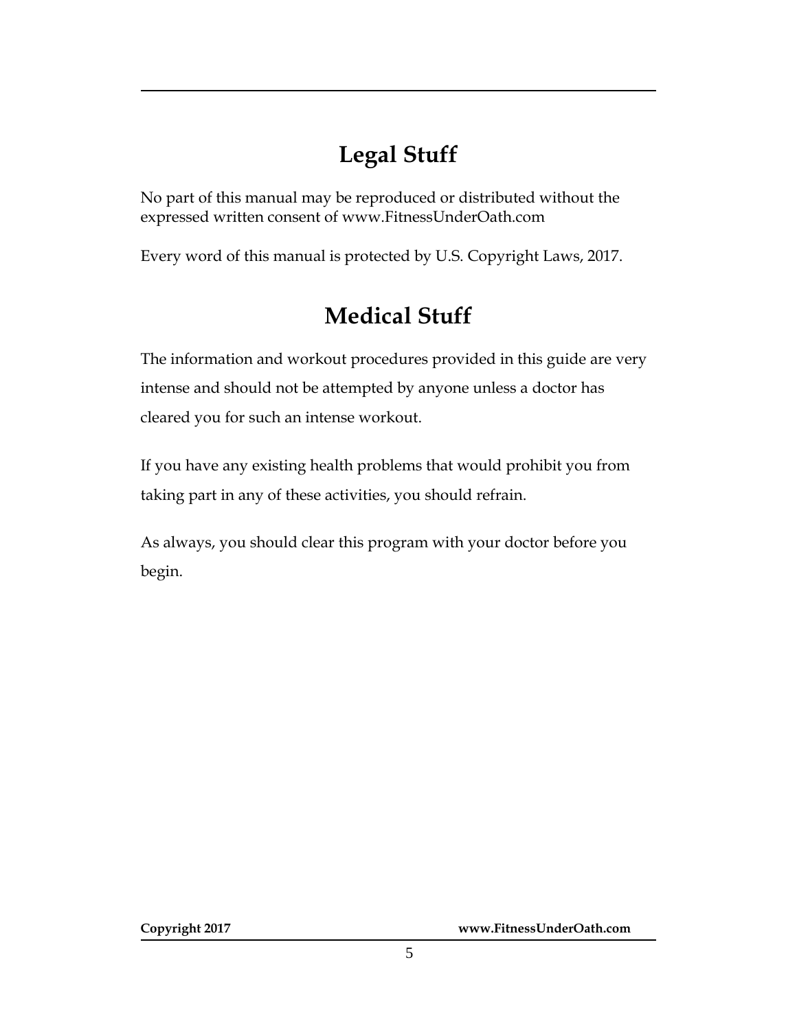# Legal Stuff

No part of this manual may be reproduced or distributed without the expressed written consent of www.FitnessUnderOath.com

Every word of this manual is protected by U.S. Copyright Laws, 2017.

# Medical Stuff

The information and workout procedures provided in this guide are very intense and should not be attempted by anyone unless a doctor has cleared you for such an intense workout.

If you have any existing health problems that would prohibit you from taking part in any of these activities, you should refrain.

As always, you should clear this program with your doctor before you begin.